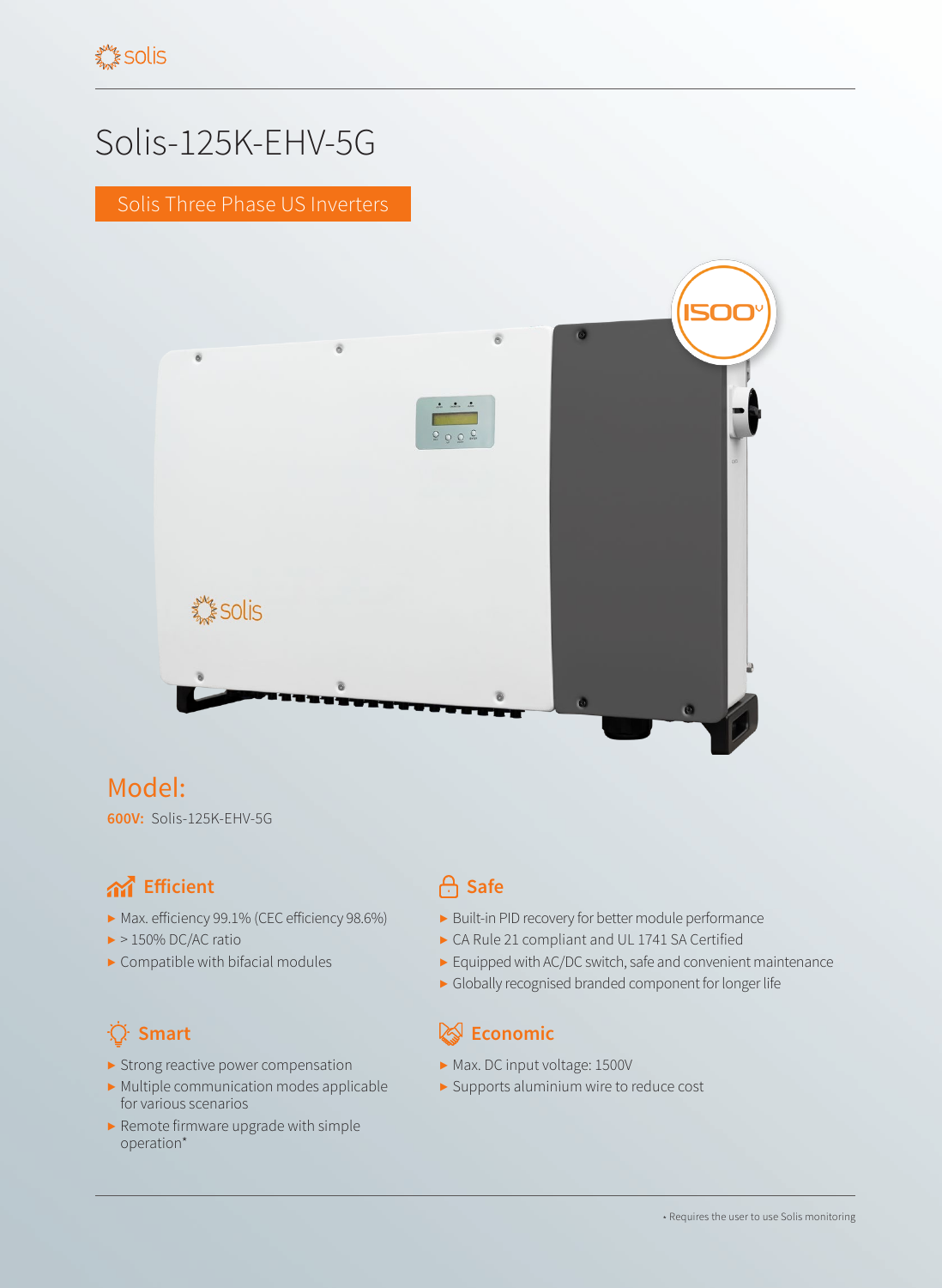# Solis-125K-EHV-5G

Solis Three Phase US Inverters

## Model:

**600V:** Solis-125K-EHV-5G

### Efficient

- Max. efficiency 99.1% (CEC efficiency 98.6%)
- > 150% DC/AC ratio
- Compatible with bifacial modules

### Safe

- Built-in PID recovery for better module performance
- CA Rule 21 compliant and UL 1741 SA Certified
- Equipped with AC/DC switch, safe and convenient maintenance
- Globally recognised branded component for longer life

### Smart

- Strong reactive power compensation
- Multiple communication modes applicable for various scenarios
- Remote firmware upgrade with simple operation*

### Economic

- Max. DC input voltage: 1500V
- Supports aluminium wire to reduce cost

* Requires the user to use Solis monitoring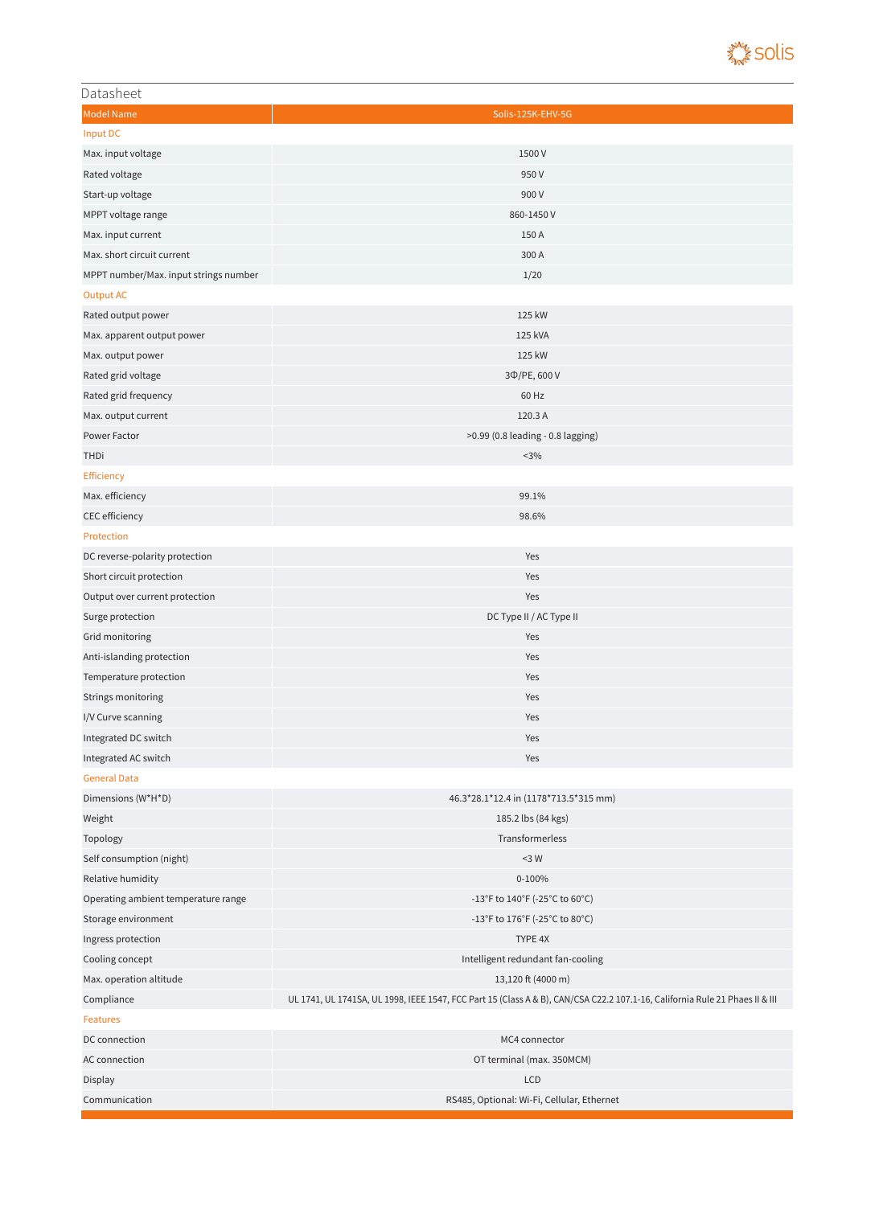Datasheet

| Model Name | Solis-125K-EHV-5G |
|---|---|
| **Input DC** | |
| Max. input voltage | 1500 V |
| Rated voltage | 950 V |
| Start-up voltage | 900 V |
| MPPT voltage range | 860-1450 V |
| Max. input current | 150 A |
| Max. short circuit current | 300 A |
| MPPT number/Max. input strings number | 1/20 |
| **Output AC** | |
| Rated output power | 125 kW |
| Max. apparent output power | 125 kVA |
| Max. output power | 125 kW |
| Rated grid voltage | 3Φ/PE, 600 V |
| Rated grid frequency | 60 Hz |
| Max. output current | 120.3 A |
| Power Factor | >0.99 (0.8 leading - 0.8 lagging) |
| THDi | <3% |
| **Efficiency** | |
| Max. efficiency | 99.1% |
| CEC efficiency | 98.6% |
| **Protection** | |
| DC reverse-polarity protection | Yes |
| Short circuit protection | Yes |
| Output over current protection | Yes |
| Surge protection | DC Type II / AC Type II |
| Grid monitoring | Yes |
| Anti-islanding protection | Yes |
| Temperature protection | Yes |
| Strings monitoring | Yes |
| I/V Curve scanning | Yes |
| Integrated DC switch | Yes |
| Integrated AC switch | Yes |
| **General Data** | |
| Dimensions (W*H*D) | 46.3*28.1*12.4 in (1178*713.5*315 mm) |
| Weight | 185.2 lbs (84 kgs) |
| Topology | Transformerless |
| Self consumption (night) | <3 W |
| Relative humidity | 0-100% |
| Operating ambient temperature range | -13°F to 140°F (-25°C to 60°C) |
| Storage environment | -13°F to 176°F (-25°C to 80°C) |
| Ingress protection | TYPE 4X |
| Cooling concept | Intelligent redundant fan-cooling |
| Max. operation altitude | 13,120 ft (4000 m) |
| Compliance | UL 1741, UL 1741SA, UL 1998, IEEE 1547, FCC Part 15 (Class A & B), CAN/CSA C22.2 107.1-16, California Rule 21 Phaes II & III |
| **Features** | |
| DC connection | MC4 connector |
| AC connection | OT terminal (max. 350MCM) |
| Display | LCD |
| Communication | RS485, Optional: Wi-Fi, Cellular, Ethernet |